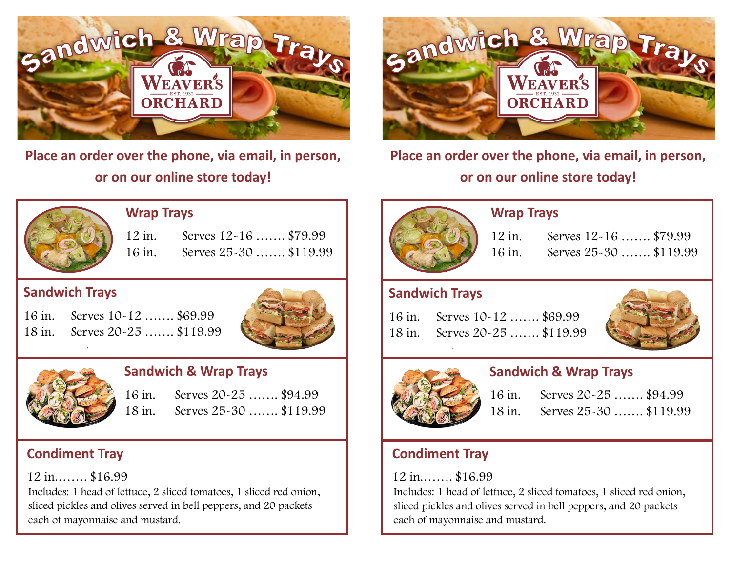# Sandwich & Wrap Trays

WEAVER'S ORCHARD
EST. 1932

**Place an order over the phone, via email, in person, or on our online store today!**

## Wrap Trays

12 in. Serves 12-16 ……. $79.99
16 in. Serves 25-30 ……. $119.99

## Sandwich Trays

16 in. Serves 10-12 ……. $69.99
18 in. Serves 20-25 ……. $119.99

## Sandwich & Wrap Trays

16 in. Serves 20-25 ……. $94.99
18 in. Serves 25-30 ……. $119.99

## Condiment Tray

12 in.……. $16.99

Includes: 1 head of lettuce, 2 sliced tomatoes, 1 sliced red onion, sliced pickles and olives served in bell peppers, and 20 packets each of mayonnaise and mustard.

# Sandwich & Wrap Trays

WEAVER'S ORCHARD
EST. 1932

**Place an order over the phone, via email, in person, or on our online store today!**

## Wrap Trays

12 in. Serves 12-16 ……. $79.99
16 in. Serves 25-30 ……. $119.99

## Sandwich Trays

16 in. Serves 10-12 ……. $69.99
18 in. Serves 20-25 ……. $119.99

## Sandwich & Wrap Trays

16 in. Serves 20-25 ……. $94.99
18 in. Serves 25-30 ……. $119.99

## Condiment Tray

12 in.……. $16.99

Includes: 1 head of lettuce, 2 sliced tomatoes, 1 sliced red onion, sliced pickles and olives served in bell peppers, and 20 packets each of mayonnaise and mustard.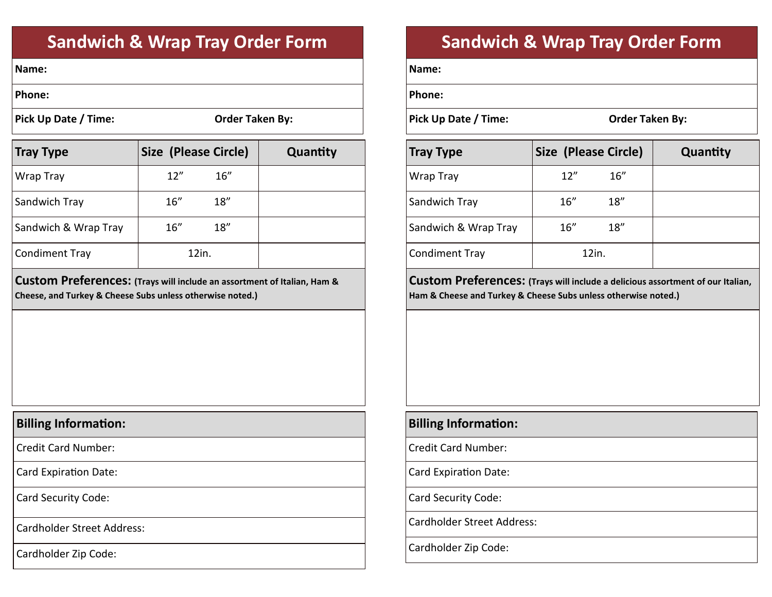# Sandwich & Wrap Tray Order Form

**Name:**

**Phone:**

**Pick Up Date / Time:** **Order Taken By:**

| Tray Type | Size (Please Circle) | | Quantity |
|---|---|---|---|
| Wrap Tray | 12” | 16” | |
| Sandwich Tray | 16” | 18” | |
| Sandwich & Wrap Tray | 16” | 18” | |
| Condiment Tray | 12in. | | |

**Custom Preferences:** **(Trays will include an assortment of Italian, Ham & Cheese, and Turkey & Cheese Subs unless otherwise noted.)**

**Billing Information:**

Credit Card Number:

Card Expiration Date:

Card Security Code:

Cardholder Street Address:

Cardholder Zip Code:

# Sandwich & Wrap Tray Order Form

**Name:**

**Phone:**

**Pick Up Date / Time:** **Order Taken By:**

| Tray Type | Size (Please Circle) | | Quantity |
|---|---|---|---|
| Wrap Tray | 12” | 16” | |
| Sandwich Tray | 16” | 18” | |
| Sandwich & Wrap Tray | 16” | 18” | |
| Condiment Tray | 12in. | | |

**Custom Preferences:** **(Trays will include a delicious assortment of our Italian, Ham & Cheese and Turkey & Cheese Subs unless otherwise noted.)**

**Billing Information:**

Credit Card Number:

Card Expiration Date:

Card Security Code:

Cardholder Street Address:

Cardholder Zip Code: